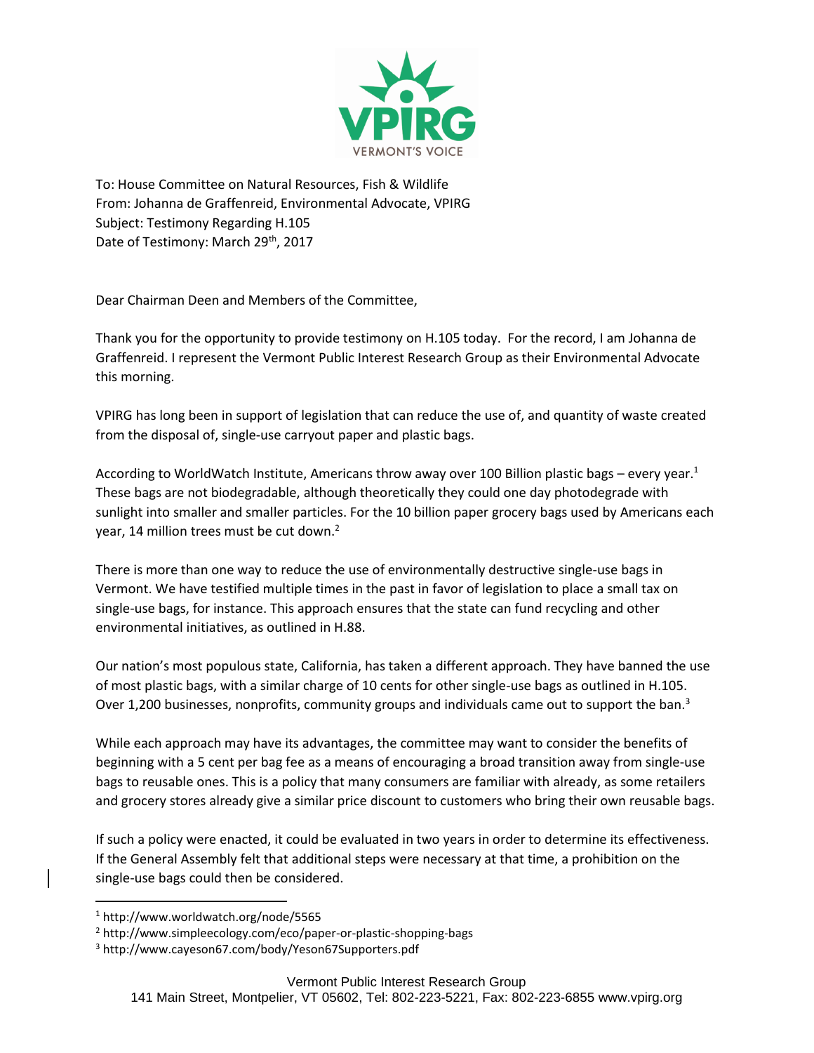VPIRG

VERMONT'S VOICE

To: House Committee on Natural Resources, Fish & Wildlife
From: Johanna de Graffenreid, Environmental Advocate, VPIRG
Subject: Testimony Regarding H.105
Date of Testimony: March 29th, 2017

Dear Chairman Deen and Members of the Committee,

Thank you for the opportunity to provide testimony on H.105 today. For the record, I am Johanna de Graffenreid. I represent the Vermont Public Interest Research Group as their Environmental Advocate this morning.

VPIRG has long been in support of legislation that can reduce the use of, and quantity of waste created from the disposal of, single-use carryout paper and plastic bags.

According to WorldWatch Institute, Americans throw away over 100 Billion plastic bags – every year.[1] These bags are not biodegradable, although theoretically they could one day photodegrade with sunlight into smaller and smaller particles. For the 10 billion paper grocery bags used by Americans each year, 14 million trees must be cut down.[2]

There is more than one way to reduce the use of environmentally destructive single-use bags in Vermont. We have testified multiple times in the past in favor of legislation to place a small tax on single-use bags, for instance. This approach ensures that the state can fund recycling and other environmental initiatives, as outlined in H.88.

Our nation's most populous state, California, has taken a different approach. They have banned the use of most plastic bags, with a similar charge of 10 cents for other single-use bags as outlined in H.105. Over 1,200 businesses, nonprofits, community groups and individuals came out to support the ban.[3]

While each approach may have its advantages, the committee may want to consider the benefits of beginning with a 5 cent per bag fee as a means of encouraging a broad transition away from single-use bags to reusable ones. This is a policy that many consumers are familiar with already, as some retailers and grocery stores already give a similar price discount to customers who bring their own reusable bags.

If such a policy were enacted, it could be evaluated in two years in order to determine its effectiveness. If the General Assembly felt that additional steps were necessary at that time, a prohibition on the single-use bags could then be considered.

---

[1] http://www.worldwatch.org/node/5565

[2] http://www.simpleecology.com/eco/paper-or-plastic-shopping-bags

[3] http://www.cayeson67.com/body/Yeson67Supporters.pdf

Vermont Public Interest Research Group
141 Main Street, Montpelier, VT 05602, Tel: 802-223-5221, Fax: 802-223-6855 www.vpirg.org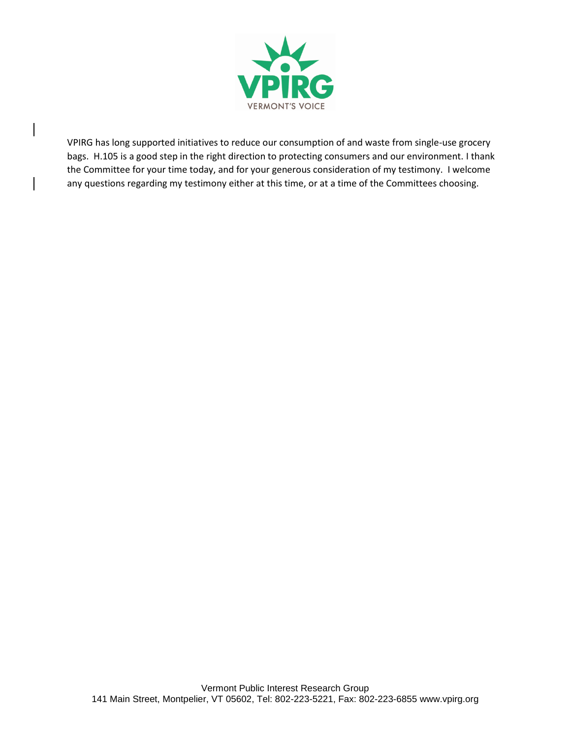VPIRG has long supported initiatives to reduce our consumption of and waste from single-use grocery bags. H.105 is a good step in the right direction to protecting consumers and our environment. I thank the Committee for your time today, and for your generous consideration of my testimony. I welcome any questions regarding my testimony either at this time, or at a time of the Committees choosing.

Vermont Public Interest Research Group
141 Main Street, Montpelier, VT 05602, Tel: 802-223-5221, Fax: 802-223-6855 www.vpirg.org